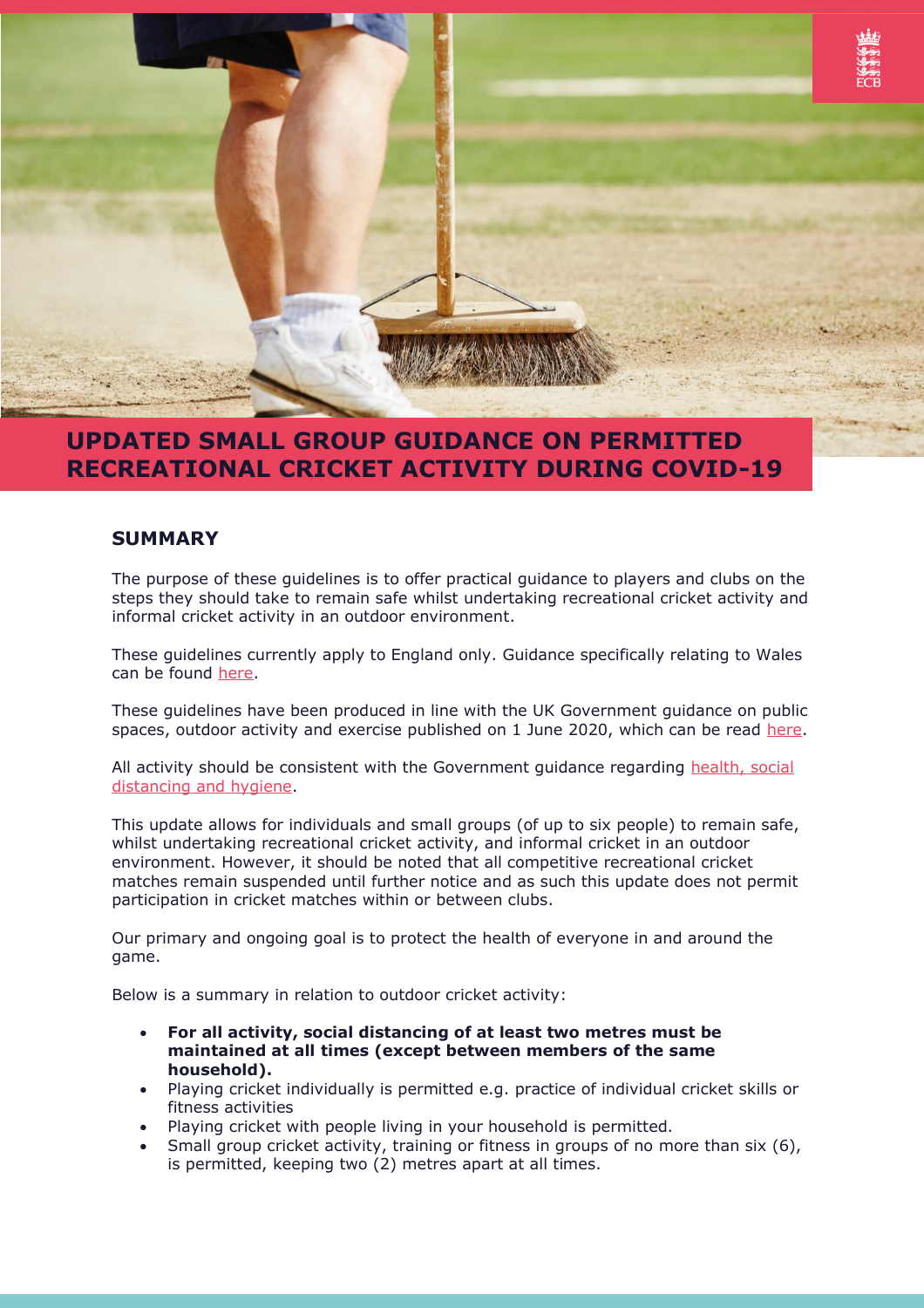# UPDATED SMALL GROUP GUIDANCE ON PERMITTED RECREATIONAL CRICKET ACTIVITY DURING COVID-19

## SUMMARY

The purpose of these guidelines is to offer practical guidance to players and clubs on the steps they should take to remain safe whilst undertaking recreational cricket activity and informal cricket activity in an outdoor environment.

These guidelines currently apply to England only. Guidance specifically relating to Wales can be found here.

These guidelines have been produced in line with the UK Government guidance on public spaces, outdoor activity and exercise published on 1 June 2020, which can be read here.

All activity should be consistent with the Government guidance regarding health, social distancing and hygiene.

This update allows for individuals and small groups (of up to six people) to remain safe, whilst undertaking recreational cricket activity, and informal cricket in an outdoor environment. However, it should be noted that all competitive recreational cricket matches remain suspended until further notice and as such this update does not permit participation in cricket matches within or between clubs.

Our primary and ongoing goal is to protect the health of everyone in and around the game.

Below is a summary in relation to outdoor cricket activity:

- **For all activity, social distancing of at least two metres must be maintained at all times (except between members of the same household).**
- Playing cricket individually is permitted e.g. practice of individual cricket skills or fitness activities
- Playing cricket with people living in your household is permitted.
- Small group cricket activity, training or fitness in groups of no more than six (6), is permitted, keeping two (2) metres apart at all times.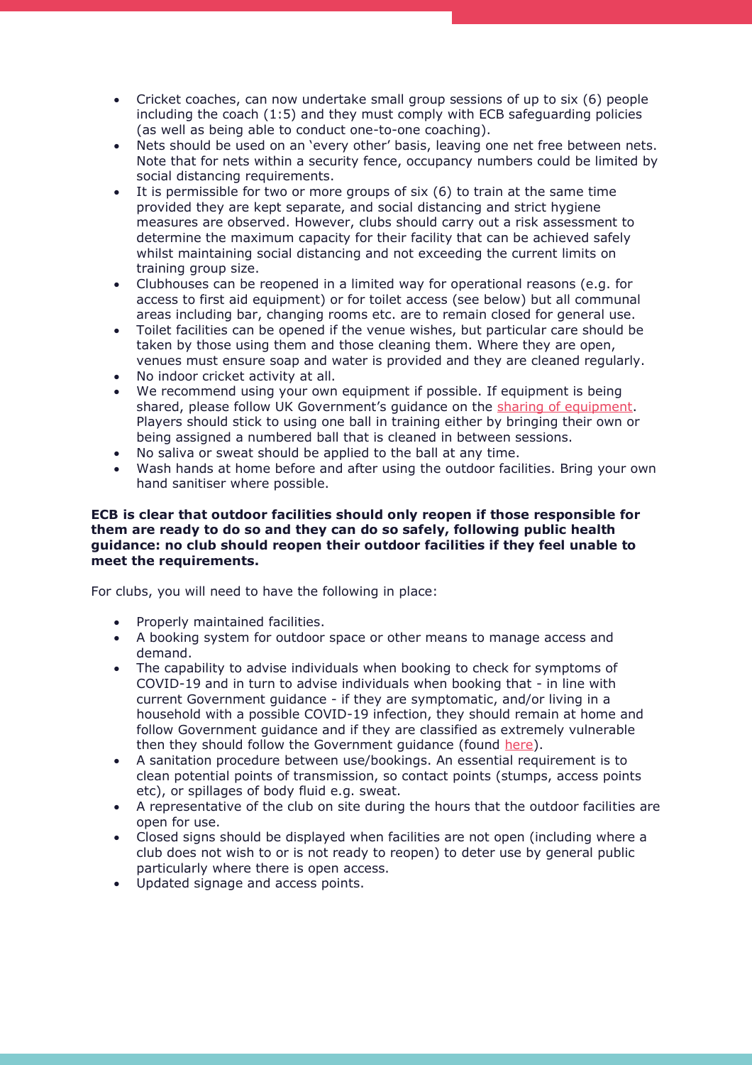- Cricket coaches, can now undertake small group sessions of up to six (6) people including the coach (1:5) and they must comply with ECB safeguarding policies (as well as being able to conduct one-to-one coaching).
- Nets should be used on an 'every other' basis, leaving one net free between nets. Note that for nets within a security fence, occupancy numbers could be limited by social distancing requirements.
- It is permissible for two or more groups of six (6) to train at the same time provided they are kept separate, and social distancing and strict hygiene measures are observed. However, clubs should carry out a risk assessment to determine the maximum capacity for their facility that can be achieved safely whilst maintaining social distancing and not exceeding the current limits on training group size.
- Clubhouses can be reopened in a limited way for operational reasons (e.g. for access to first aid equipment) or for toilet access (see below) but all communal areas including bar, changing rooms etc. are to remain closed for general use.
- Toilet facilities can be opened if the venue wishes, but particular care should be taken by those using them and those cleaning them. Where they are open, venues must ensure soap and water is provided and they are cleaned regularly.
- No indoor cricket activity at all.
- We recommend using your own equipment if possible. If equipment is being shared, please follow UK Government's guidance on the sharing of equipment. Players should stick to using one ball in training either by bringing their own or being assigned a numbered ball that is cleaned in between sessions.
- No saliva or sweat should be applied to the ball at any time.
- Wash hands at home before and after using the outdoor facilities. Bring your own hand sanitiser where possible.

**ECB is clear that outdoor facilities should only reopen if those responsible for them are ready to do so and they can do so safely, following public health guidance: no club should reopen their outdoor facilities if they feel unable to meet the requirements.**

For clubs, you will need to have the following in place:

- Properly maintained facilities.
- A booking system for outdoor space or other means to manage access and demand.
- The capability to advise individuals when booking to check for symptoms of COVID-19 and in turn to advise individuals when booking that - in line with current Government guidance - if they are symptomatic, and/or living in a household with a possible COVID-19 infection, they should remain at home and follow Government guidance and if they are classified as extremely vulnerable then they should follow the Government guidance (found here).
- A sanitation procedure between use/bookings. An essential requirement is to clean potential points of transmission, so contact points (stumps, access points etc), or spillages of body fluid e.g. sweat.
- A representative of the club on site during the hours that the outdoor facilities are open for use.
- Closed signs should be displayed when facilities are not open (including where a club does not wish to or is not ready to reopen) to deter use by general public particularly where there is open access.
- Updated signage and access points.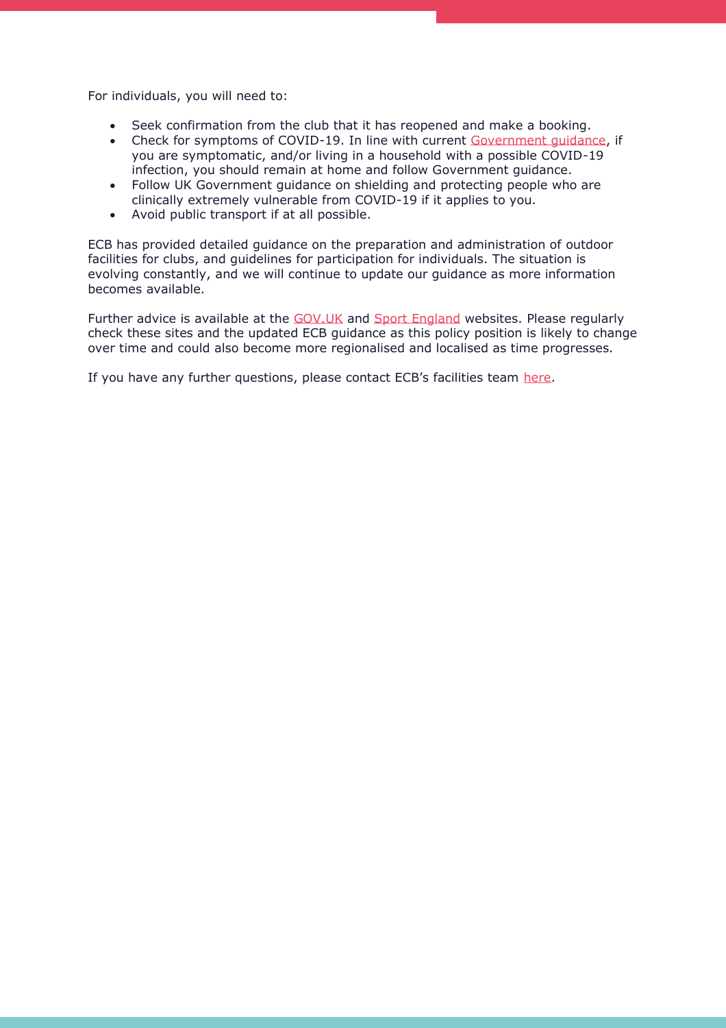For individuals, you will need to:

- Seek confirmation from the club that it has reopened and make a booking.
- Check for symptoms of COVID-19. In line with current Government guidance, if you are symptomatic, and/or living in a household with a possible COVID-19 infection, you should remain at home and follow Government guidance.
- Follow UK Government guidance on shielding and protecting people who are clinically extremely vulnerable from COVID-19 if it applies to you.
- Avoid public transport if at all possible.

ECB has provided detailed guidance on the preparation and administration of outdoor facilities for clubs, and guidelines for participation for individuals. The situation is evolving constantly, and we will continue to update our guidance as more information becomes available.

Further advice is available at the GOV.UK and Sport England websites. Please regularly check these sites and the updated ECB guidance as this policy position is likely to change over time and could also become more regionalised and localised as time progresses.

If you have any further questions, please contact ECB's facilities team here.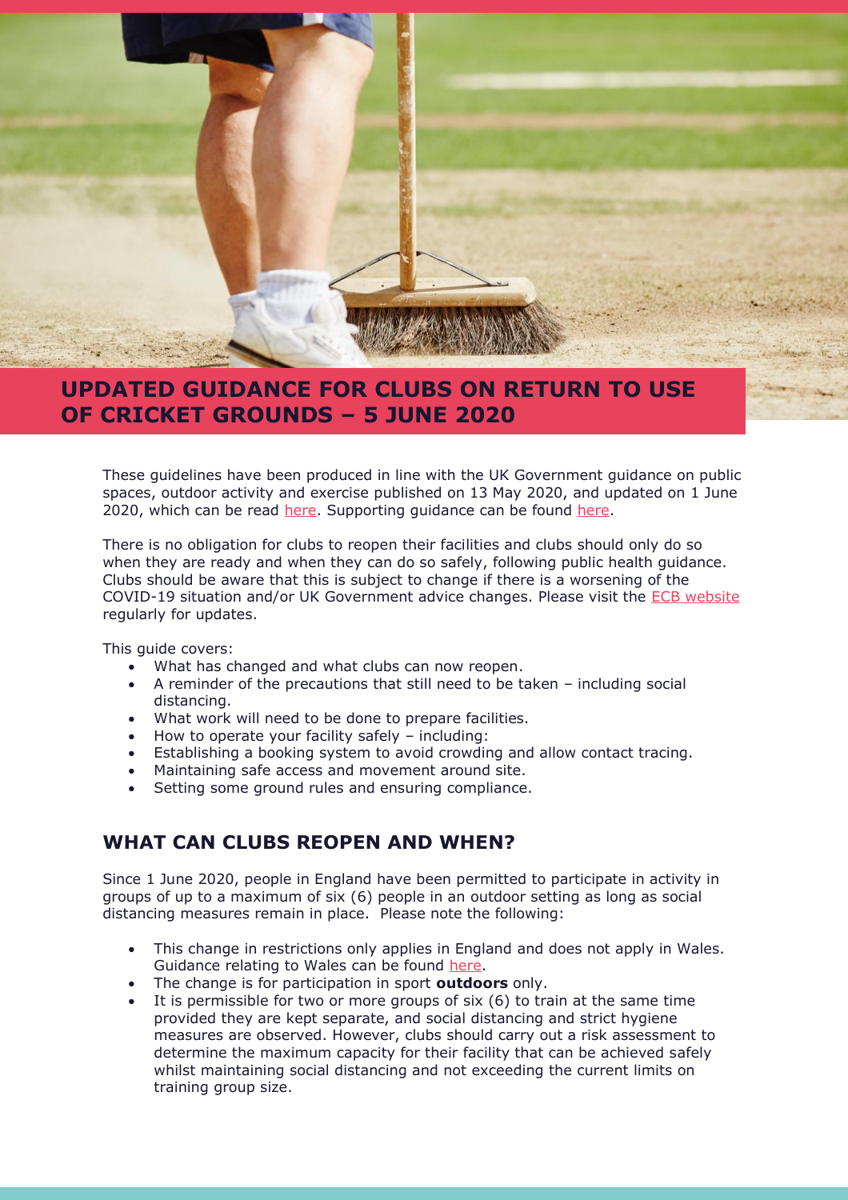# UPDATED GUIDANCE FOR CLUBS ON RETURN TO USE OF CRICKET GROUNDS – 5 JUNE 2020

These guidelines have been produced in line with the UK Government guidance on public spaces, outdoor activity and exercise published on 13 May 2020, and updated on 1 June 2020, which can be read here. Supporting guidance can be found here.

There is no obligation for clubs to reopen their facilities and clubs should only do so when they are ready and when they can do so safely, following public health guidance. Clubs should be aware that this is subject to change if there is a worsening of the COVID-19 situation and/or UK Government advice changes. Please visit the ECB website regularly for updates.

This guide covers:

- What has changed and what clubs can now reopen.
- A reminder of the precautions that still need to be taken – including social distancing.
- What work will need to be done to prepare facilities.
- How to operate your facility safely – including:
- Establishing a booking system to avoid crowding and allow contact tracing.
- Maintaining safe access and movement around site.
- Setting some ground rules and ensuring compliance.

## WHAT CAN CLUBS REOPEN AND WHEN?

Since 1 June 2020, people in England have been permitted to participate in activity in groups of up to a maximum of six (6) people in an outdoor setting as long as social distancing measures remain in place. Please note the following:

- This change in restrictions only applies in England and does not apply in Wales. Guidance relating to Wales can be found here.
- The change is for participation in sport **outdoors** only.
- It is permissible for two or more groups of six (6) to train at the same time provided they are kept separate, and social distancing and strict hygiene measures are observed. However, clubs should carry out a risk assessment to determine the maximum capacity for their facility that can be achieved safely whilst maintaining social distancing and not exceeding the current limits on training group size.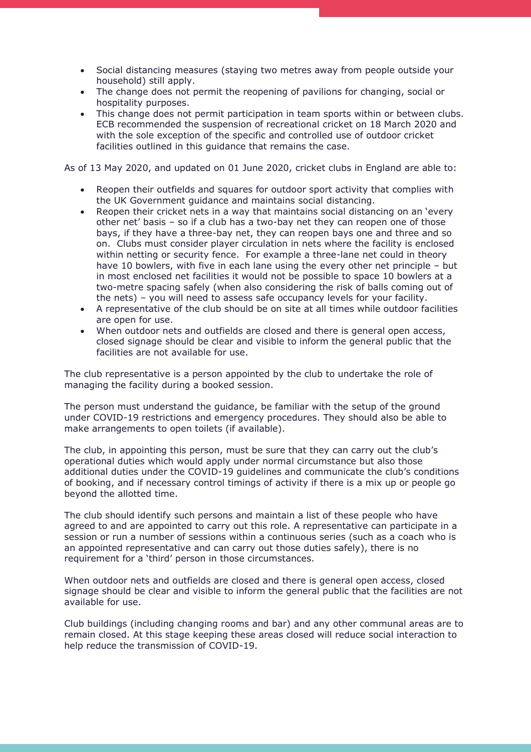- Social distancing measures (staying two metres away from people outside your household) still apply.
- The change does not permit the reopening of pavilions for changing, social or hospitality purposes.
- This change does not permit participation in team sports within or between clubs. ECB recommended the suspension of recreational cricket on 18 March 2020 and with the sole exception of the specific and controlled use of outdoor cricket facilities outlined in this guidance that remains the case.

As of 13 May 2020, and updated on 01 June 2020, cricket clubs in England are able to:

- Reopen their outfields and squares for outdoor sport activity that complies with the UK Government guidance and maintains social distancing.
- Reopen their cricket nets in a way that maintains social distancing on an 'every other net' basis – so if a club has a two-bay net they can reopen one of those bays, if they have a three-bay net, they can reopen bays one and three and so on. Clubs must consider player circulation in nets where the facility is enclosed within netting or security fence. For example a three-lane net could in theory have 10 bowlers, with five in each lane using the every other net principle – but in most enclosed net facilities it would not be possible to space 10 bowlers at a two-metre spacing safely (when also considering the risk of balls coming out of the nets) – you will need to assess safe occupancy levels for your facility.
- A representative of the club should be on site at all times while outdoor facilities are open for use.
- When outdoor nets and outfields are closed and there is general open access, closed signage should be clear and visible to inform the general public that the facilities are not available for use.

The club representative is a person appointed by the club to undertake the role of managing the facility during a booked session.

The person must understand the guidance, be familiar with the setup of the ground under COVID-19 restrictions and emergency procedures. They should also be able to make arrangements to open toilets (if available).

The club, in appointing this person, must be sure that they can carry out the club's operational duties which would apply under normal circumstance but also those additional duties under the COVID-19 guidelines and communicate the club's conditions of booking, and if necessary control timings of activity if there is a mix up or people go beyond the allotted time.

The club should identify such persons and maintain a list of these people who have agreed to and are appointed to carry out this role. A representative can participate in a session or run a number of sessions within a continuous series (such as a coach who is an appointed representative and can carry out those duties safely), there is no requirement for a 'third' person in those circumstances.

When outdoor nets and outfields are closed and there is general open access, closed signage should be clear and visible to inform the general public that the facilities are not available for use.

Club buildings (including changing rooms and bar) and any other communal areas are to remain closed. At this stage keeping these areas closed will reduce social interaction to help reduce the transmission of COVID-19.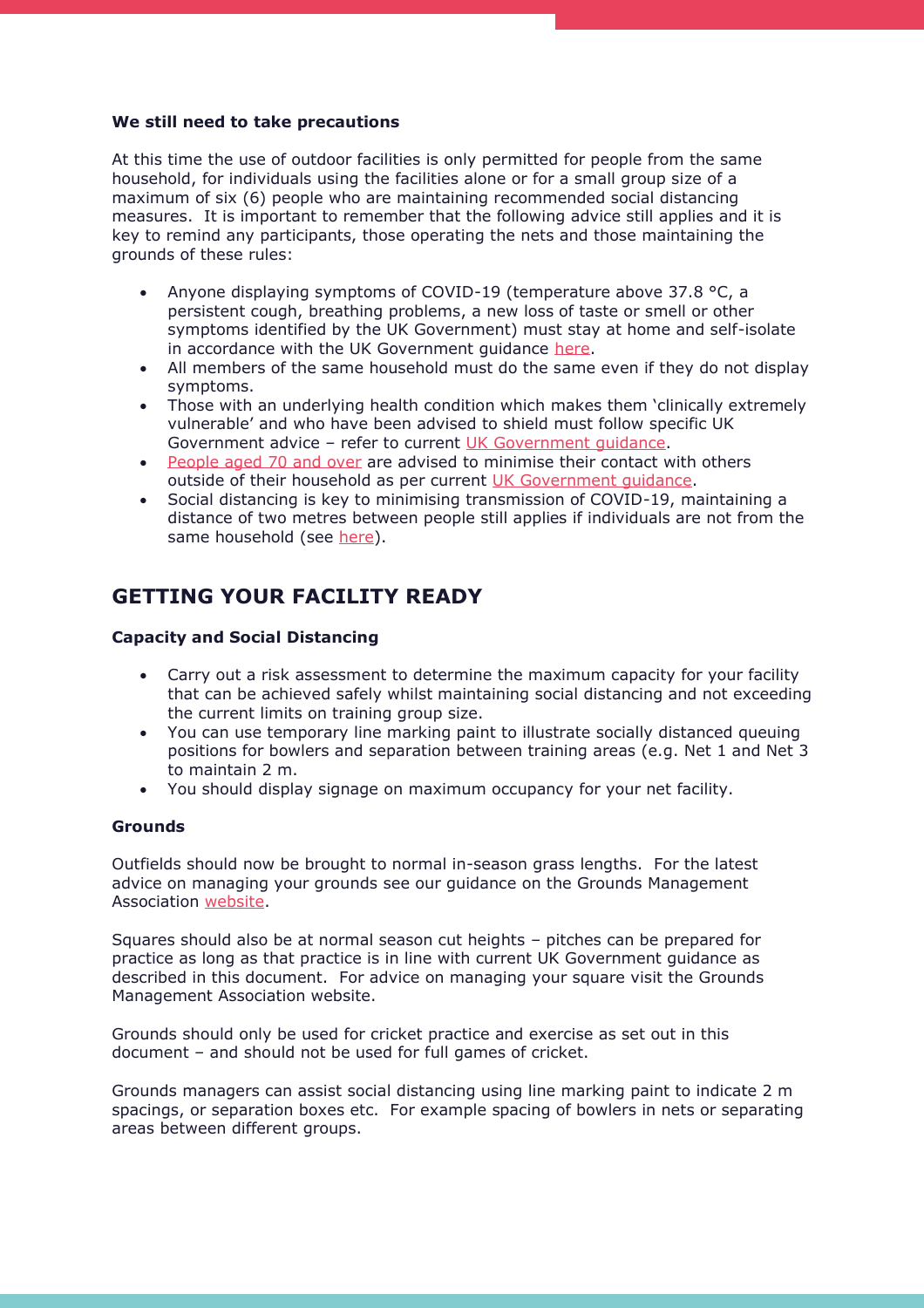**We still need to take precautions**

At this time the use of outdoor facilities is only permitted for people from the same household, for individuals using the facilities alone or for a small group size of a maximum of six (6) people who are maintaining recommended social distancing measures. It is important to remember that the following advice still applies and it is key to remind any participants, those operating the nets and those maintaining the grounds of these rules:

- Anyone displaying symptoms of COVID-19 (temperature above 37.8 °C, a persistent cough, breathing problems, a new loss of taste or smell or other symptoms identified by the UK Government) must stay at home and self-isolate in accordance with the UK Government guidance here.
- All members of the same household must do the same even if they do not display symptoms.
- Those with an underlying health condition which makes them 'clinically extremely vulnerable' and who have been advised to shield must follow specific UK Government advice – refer to current UK Government guidance.
- People aged 70 and over are advised to minimise their contact with others outside of their household as per current UK Government guidance.
- Social distancing is key to minimising transmission of COVID-19, maintaining a distance of two metres between people still applies if individuals are not from the same household (see here).

## GETTING YOUR FACILITY READY

**Capacity and Social Distancing**

- Carry out a risk assessment to determine the maximum capacity for your facility that can be achieved safely whilst maintaining social distancing and not exceeding the current limits on training group size.
- You can use temporary line marking paint to illustrate socially distanced queuing positions for bowlers and separation between training areas (e.g. Net 1 and Net 3 to maintain 2 m.
- You should display signage on maximum occupancy for your net facility.

**Grounds**

Outfields should now be brought to normal in-season grass lengths. For the latest advice on managing your grounds see our guidance on the Grounds Management Association website.

Squares should also be at normal season cut heights – pitches can be prepared for practice as long as that practice is in line with current UK Government guidance as described in this document. For advice on managing your square visit the Grounds Management Association website.

Grounds should only be used for cricket practice and exercise as set out in this document – and should not be used for full games of cricket.

Grounds managers can assist social distancing using line marking paint to indicate 2 m spacings, or separation boxes etc. For example spacing of bowlers in nets or separating areas between different groups.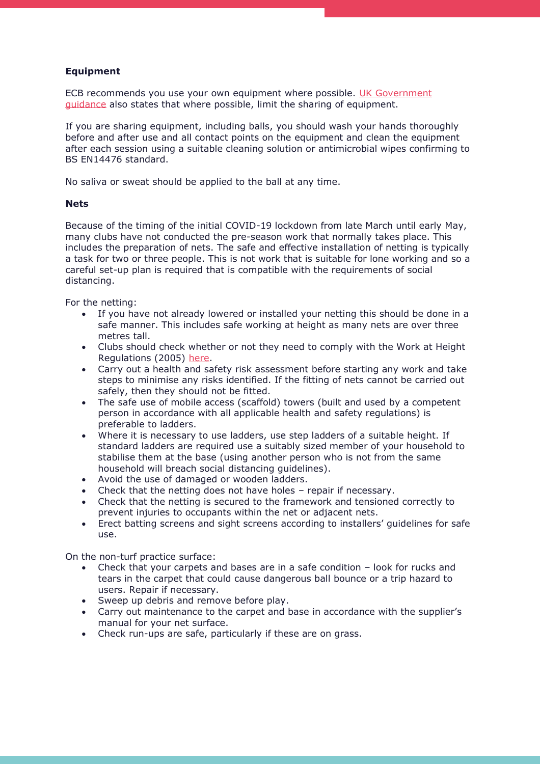**Equipment**

ECB recommends you use your own equipment where possible. UK Government guidance also states that where possible, limit the sharing of equipment.

If you are sharing equipment, including balls, you should wash your hands thoroughly before and after use and all contact points on the equipment and clean the equipment after each session using a suitable cleaning solution or antimicrobial wipes confirming to BS EN14476 standard.

No saliva or sweat should be applied to the ball at any time.

**Nets**

Because of the timing of the initial COVID-19 lockdown from late March until early May, many clubs have not conducted the pre-season work that normally takes place. This includes the preparation of nets. The safe and effective installation of netting is typically a task for two or three people. This is not work that is suitable for lone working and so a careful set-up plan is required that is compatible with the requirements of social distancing.

For the netting:

- If you have not already lowered or installed your netting this should be done in a safe manner. This includes safe working at height as many nets are over three metres tall.
- Clubs should check whether or not they need to comply with the Work at Height Regulations (2005) here.
- Carry out a health and safety risk assessment before starting any work and take steps to minimise any risks identified. If the fitting of nets cannot be carried out safely, then they should not be fitted.
- The safe use of mobile access (scaffold) towers (built and used by a competent person in accordance with all applicable health and safety regulations) is preferable to ladders.
- Where it is necessary to use ladders, use step ladders of a suitable height. If standard ladders are required use a suitably sized member of your household to stabilise them at the base (using another person who is not from the same household will breach social distancing guidelines).
- Avoid the use of damaged or wooden ladders.
- Check that the netting does not have holes – repair if necessary.
- Check that the netting is secured to the framework and tensioned correctly to prevent injuries to occupants within the net or adjacent nets.
- Erect batting screens and sight screens according to installers' guidelines for safe use.

On the non-turf practice surface:

- Check that your carpets and bases are in a safe condition – look for rucks and tears in the carpet that could cause dangerous ball bounce or a trip hazard to users. Repair if necessary.
- Sweep up debris and remove before play.
- Carry out maintenance to the carpet and base in accordance with the supplier's manual for your net surface.
- Check run-ups are safe, particularly if these are on grass.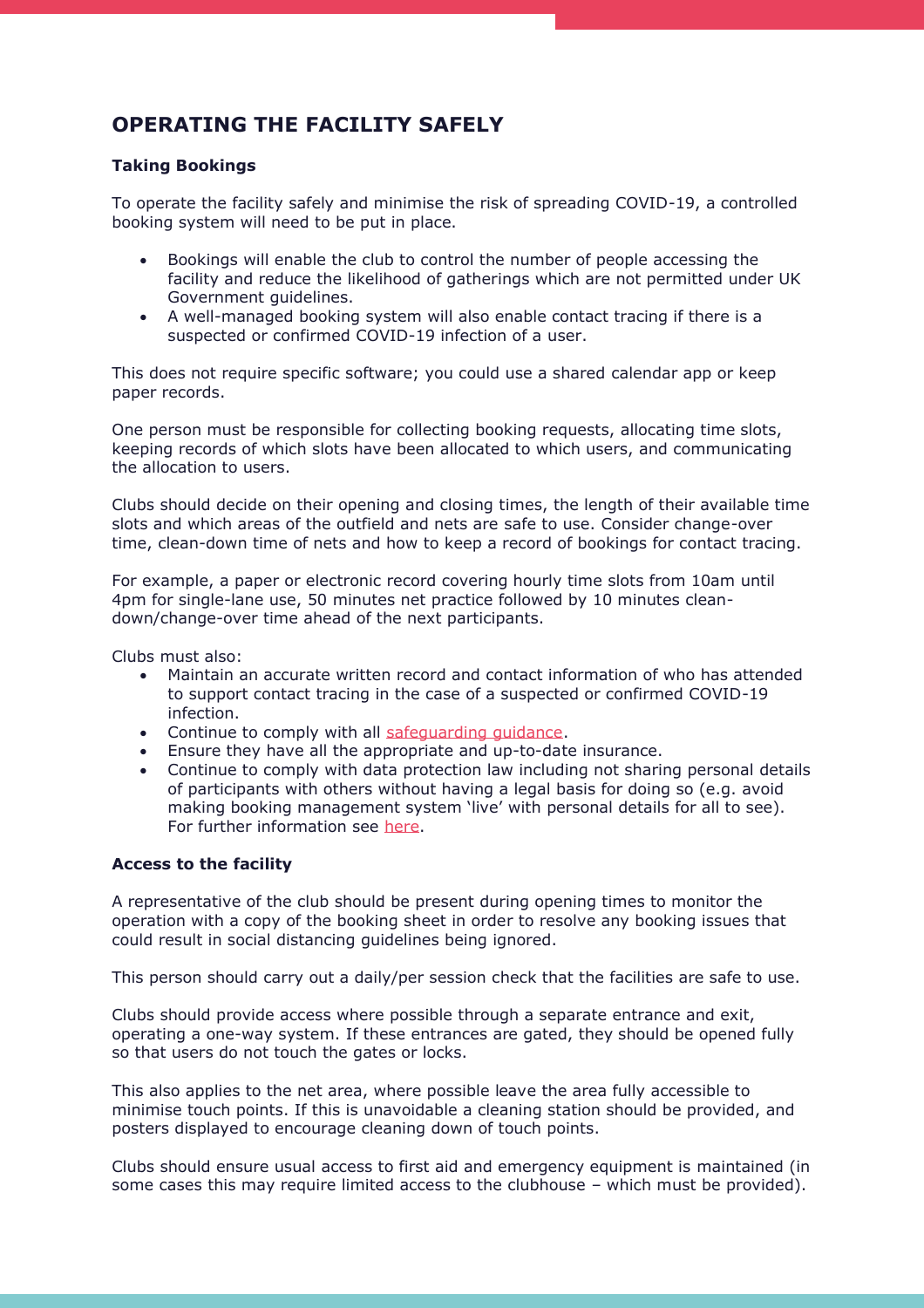## OPERATING THE FACILITY SAFELY

### Taking Bookings

To operate the facility safely and minimise the risk of spreading COVID-19, a controlled booking system will need to be put in place.

- Bookings will enable the club to control the number of people accessing the facility and reduce the likelihood of gatherings which are not permitted under UK Government guidelines.
- A well-managed booking system will also enable contact tracing if there is a suspected or confirmed COVID-19 infection of a user.

This does not require specific software; you could use a shared calendar app or keep paper records.

One person must be responsible for collecting booking requests, allocating time slots, keeping records of which slots have been allocated to which users, and communicating the allocation to users.

Clubs should decide on their opening and closing times, the length of their available time slots and which areas of the outfield and nets are safe to use. Consider change-over time, clean-down time of nets and how to keep a record of bookings for contact tracing.

For example, a paper or electronic record covering hourly time slots from 10am until 4pm for single-lane use, 50 minutes net practice followed by 10 minutes clean-down/change-over time ahead of the next participants.

Clubs must also:

- Maintain an accurate written record and contact information of who has attended to support contact tracing in the case of a suspected or confirmed COVID-19 infection.
- Continue to comply with all safeguarding guidance.
- Ensure they have all the appropriate and up-to-date insurance.
- Continue to comply with data protection law including not sharing personal details of participants with others without having a legal basis for doing so (e.g. avoid making booking management system 'live' with personal details for all to see). For further information see here.

### Access to the facility

A representative of the club should be present during opening times to monitor the operation with a copy of the booking sheet in order to resolve any booking issues that could result in social distancing guidelines being ignored.

This person should carry out a daily/per session check that the facilities are safe to use.

Clubs should provide access where possible through a separate entrance and exit, operating a one-way system. If these entrances are gated, they should be opened fully so that users do not touch the gates or locks.

This also applies to the net area, where possible leave the area fully accessible to minimise touch points. If this is unavoidable a cleaning station should be provided, and posters displayed to encourage cleaning down of touch points.

Clubs should ensure usual access to first aid and emergency equipment is maintained (in some cases this may require limited access to the clubhouse – which must be provided).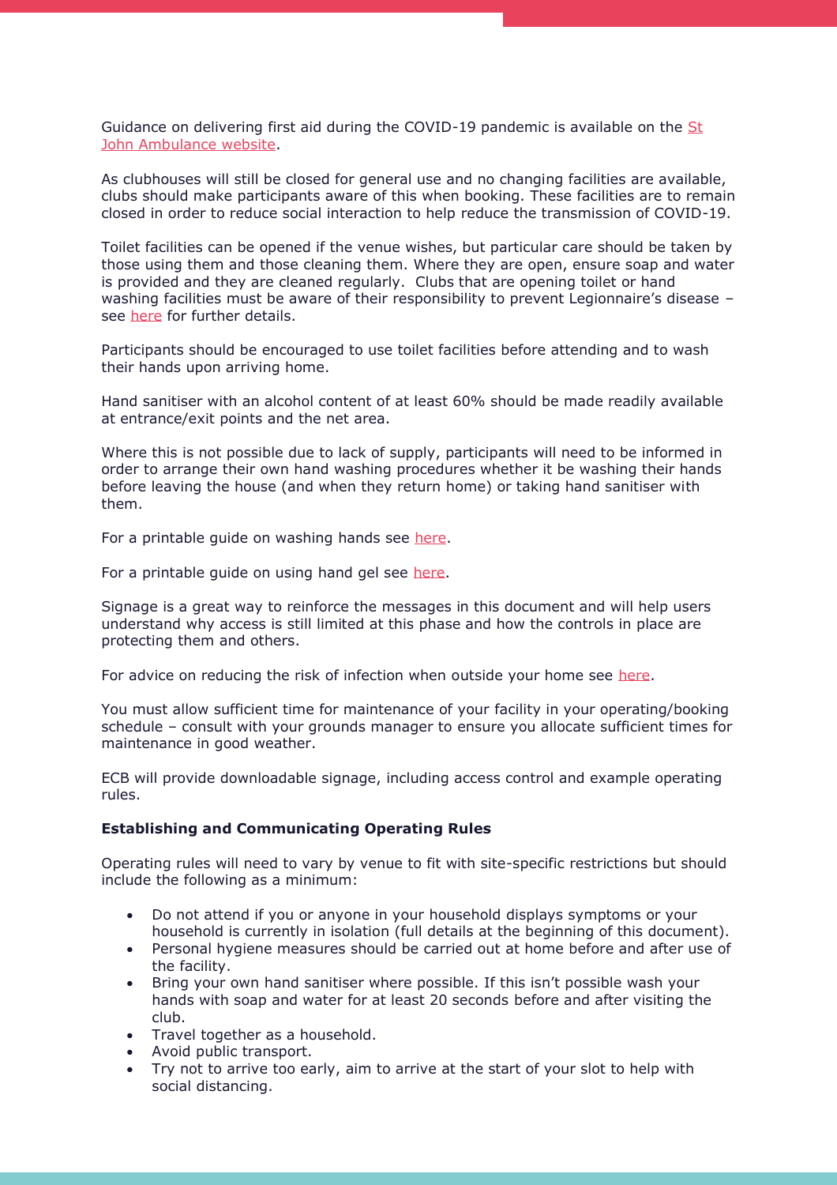Guidance on delivering first aid during the COVID-19 pandemic is available on the [St John Ambulance website](#).

As clubhouses will still be closed for general use and no changing facilities are available, clubs should make participants aware of this when booking. These facilities are to remain closed in order to reduce social interaction to help reduce the transmission of COVID-19.

Toilet facilities can be opened if the venue wishes, but particular care should be taken by those using them and those cleaning them. Where they are open, ensure soap and water is provided and they are cleaned regularly. Clubs that are opening toilet or hand washing facilities must be aware of their responsibility to prevent Legionnaire's disease – see [here](#) for further details.

Participants should be encouraged to use toilet facilities before attending and to wash their hands upon arriving home.

Hand sanitiser with an alcohol content of at least 60% should be made readily available at entrance/exit points and the net area.

Where this is not possible due to lack of supply, participants will need to be informed in order to arrange their own hand washing procedures whether it be washing their hands before leaving the house (and when they return home) or taking hand sanitiser with them.

For a printable guide on washing hands see [here](#).

For a printable guide on using hand gel see [here](#).

Signage is a great way to reinforce the messages in this document and will help users understand why access is still limited at this phase and how the controls in place are protecting them and others.

For advice on reducing the risk of infection when outside your home see [here](#).

You must allow sufficient time for maintenance of your facility in your operating/booking schedule – consult with your grounds manager to ensure you allocate sufficient times for maintenance in good weather.

ECB will provide downloadable signage, including access control and example operating rules.

**Establishing and Communicating Operating Rules**

Operating rules will need to vary by venue to fit with site-specific restrictions but should include the following as a minimum:

- Do not attend if you or anyone in your household displays symptoms or your household is currently in isolation (full details at the beginning of this document).
- Personal hygiene measures should be carried out at home before and after use of the facility.
- Bring your own hand sanitiser where possible. If this isn't possible wash your hands with soap and water for at least 20 seconds before and after visiting the club.
- Travel together as a household.
- Avoid public transport.
- Try not to arrive too early, aim to arrive at the start of your slot to help with social distancing.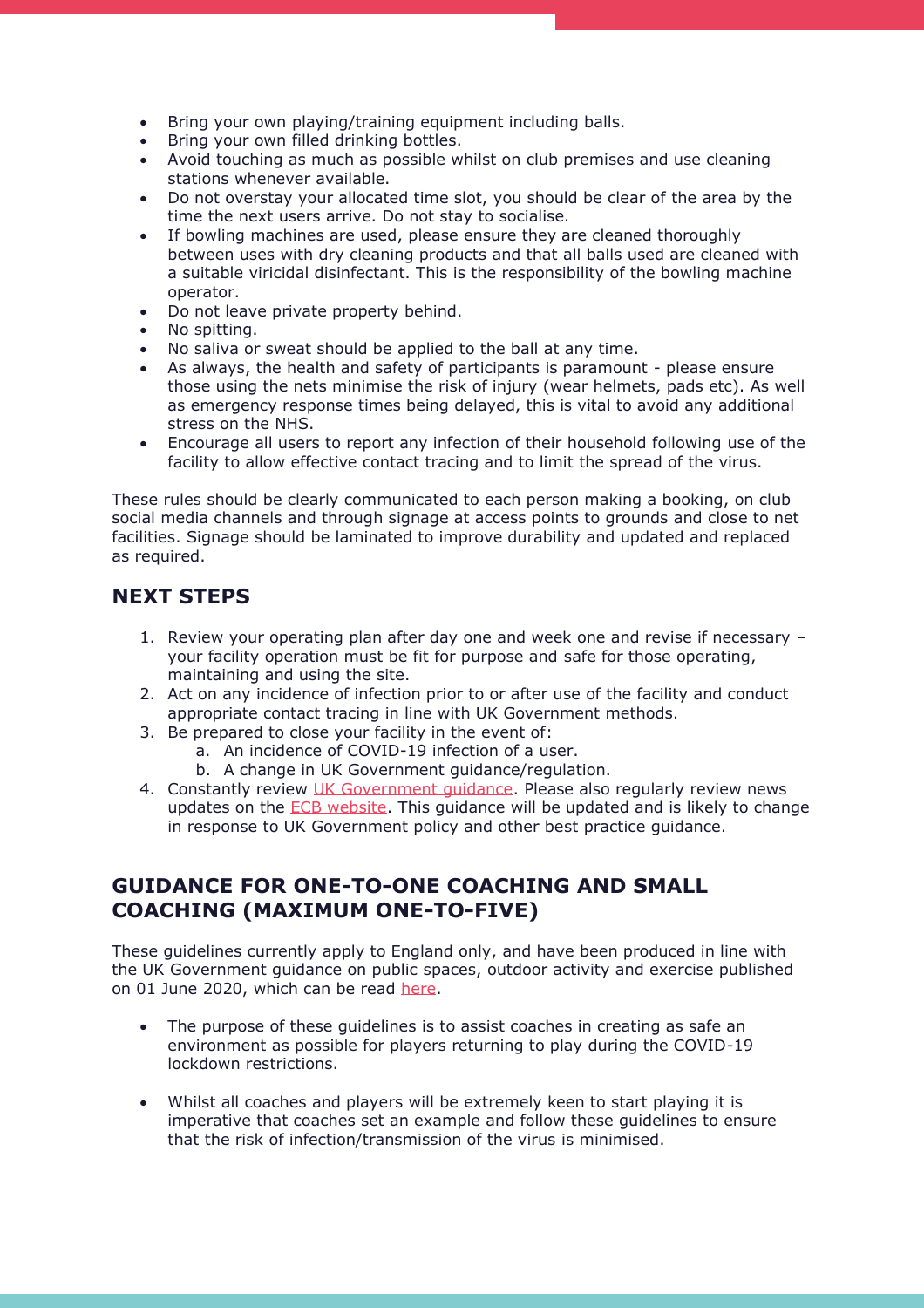- Bring your own playing/training equipment including balls.
- Bring your own filled drinking bottles.
- Avoid touching as much as possible whilst on club premises and use cleaning stations whenever available.
- Do not overstay your allocated time slot, you should be clear of the area by the time the next users arrive. Do not stay to socialise.
- If bowling machines are used, please ensure they are cleaned thoroughly between uses with dry cleaning products and that all balls used are cleaned with a suitable viricidal disinfectant. This is the responsibility of the bowling machine operator.
- Do not leave private property behind.
- No spitting.
- No saliva or sweat should be applied to the ball at any time.
- As always, the health and safety of participants is paramount - please ensure those using the nets minimise the risk of injury (wear helmets, pads etc). As well as emergency response times being delayed, this is vital to avoid any additional stress on the NHS.
- Encourage all users to report any infection of their household following use of the facility to allow effective contact tracing and to limit the spread of the virus.

These rules should be clearly communicated to each person making a booking, on club social media channels and through signage at access points to grounds and close to net facilities. Signage should be laminated to improve durability and updated and replaced as required.

## NEXT STEPS

1. Review your operating plan after day one and week one and revise if necessary – your facility operation must be fit for purpose and safe for those operating, maintaining and using the site.
2. Act on any incidence of infection prior to or after use of the facility and conduct appropriate contact tracing in line with UK Government methods.
3. Be prepared to close your facility in the event of:
   a. An incidence of COVID-19 infection of a user.
   b. A change in UK Government guidance/regulation.
4. Constantly review UK Government guidance. Please also regularly review news updates on the ECB website. This guidance will be updated and is likely to change in response to UK Government policy and other best practice guidance.

## GUIDANCE FOR ONE-TO-ONE COACHING AND SMALL COACHING (MAXIMUM ONE-TO-FIVE)

These guidelines currently apply to England only, and have been produced in line with the UK Government guidance on public spaces, outdoor activity and exercise published on 01 June 2020, which can be read here.

- The purpose of these guidelines is to assist coaches in creating as safe an environment as possible for players returning to play during the COVID-19 lockdown restrictions.

- Whilst all coaches and players will be extremely keen to start playing it is imperative that coaches set an example and follow these guidelines to ensure that the risk of infection/transmission of the virus is minimised.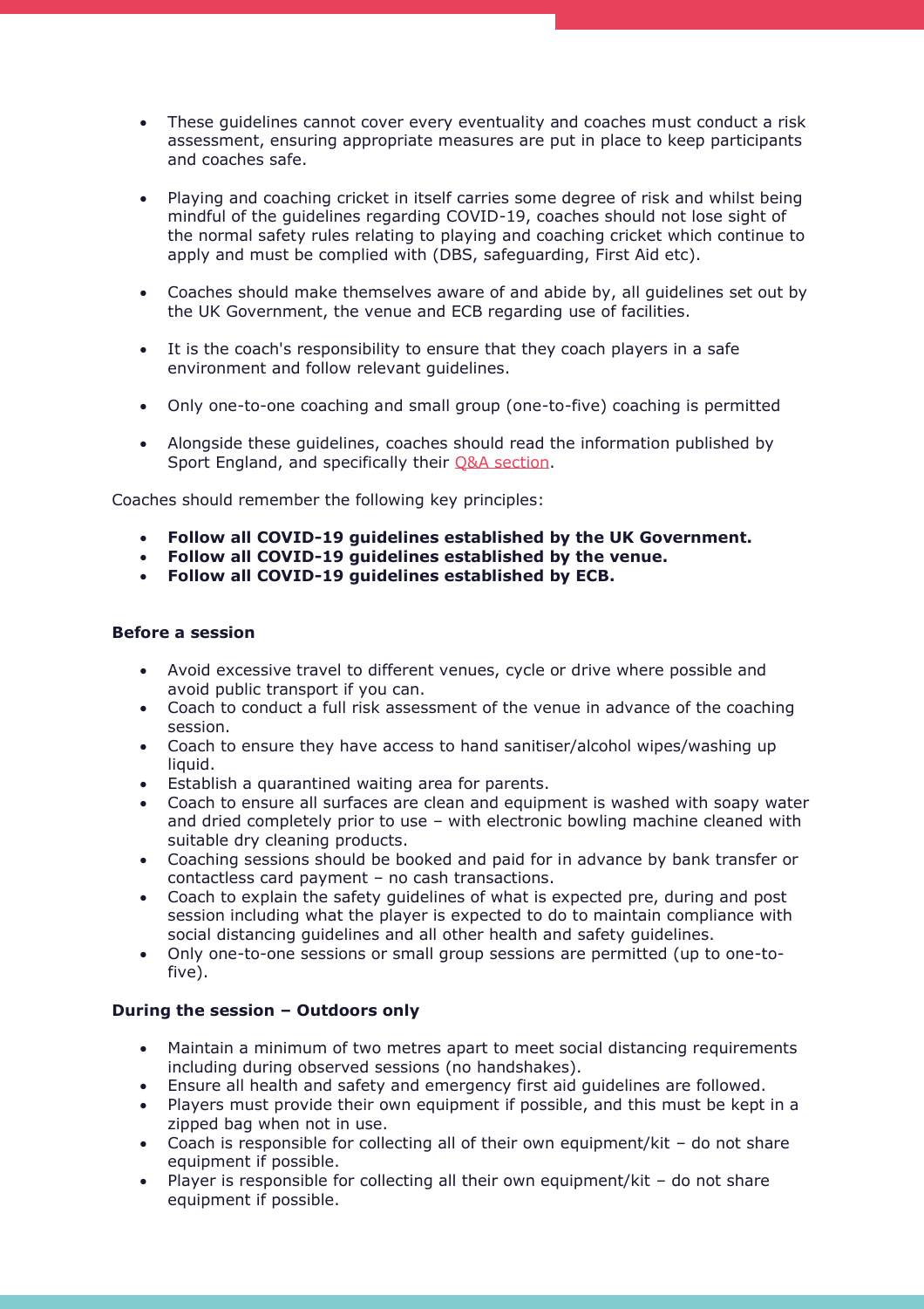- These guidelines cannot cover every eventuality and coaches must conduct a risk assessment, ensuring appropriate measures are put in place to keep participants and coaches safe.

- Playing and coaching cricket in itself carries some degree of risk and whilst being mindful of the guidelines regarding COVID-19, coaches should not lose sight of the normal safety rules relating to playing and coaching cricket which continue to apply and must be complied with (DBS, safeguarding, First Aid etc).

- Coaches should make themselves aware of and abide by, all guidelines set out by the UK Government, the venue and ECB regarding use of facilities.

- It is the coach's responsibility to ensure that they coach players in a safe environment and follow relevant guidelines.

- Only one-to-one coaching and small group (one-to-five) coaching is permitted

- Alongside these guidelines, coaches should read the information published by Sport England, and specifically their Q&A section.

Coaches should remember the following key principles:

- **Follow all COVID-19 guidelines established by the UK Government.**
- **Follow all COVID-19 guidelines established by the venue.**
- **Follow all COVID-19 guidelines established by ECB.**

**Before a session**

- Avoid excessive travel to different venues, cycle or drive where possible and avoid public transport if you can.
- Coach to conduct a full risk assessment of the venue in advance of the coaching session.
- Coach to ensure they have access to hand sanitiser/alcohol wipes/washing up liquid.
- Establish a quarantined waiting area for parents.
- Coach to ensure all surfaces are clean and equipment is washed with soapy water and dried completely prior to use – with electronic bowling machine cleaned with suitable dry cleaning products.
- Coaching sessions should be booked and paid for in advance by bank transfer or contactless card payment – no cash transactions.
- Coach to explain the safety guidelines of what is expected pre, during and post session including what the player is expected to do to maintain compliance with social distancing guidelines and all other health and safety guidelines.
- Only one-to-one sessions or small group sessions are permitted (up to one-to-five).

**During the session – Outdoors only**

- Maintain a minimum of two metres apart to meet social distancing requirements including during observed sessions (no handshakes).
- Ensure all health and safety and emergency first aid guidelines are followed.
- Players must provide their own equipment if possible, and this must be kept in a zipped bag when not in use.
- Coach is responsible for collecting all of their own equipment/kit – do not share equipment if possible.
- Player is responsible for collecting all their own equipment/kit – do not share equipment if possible.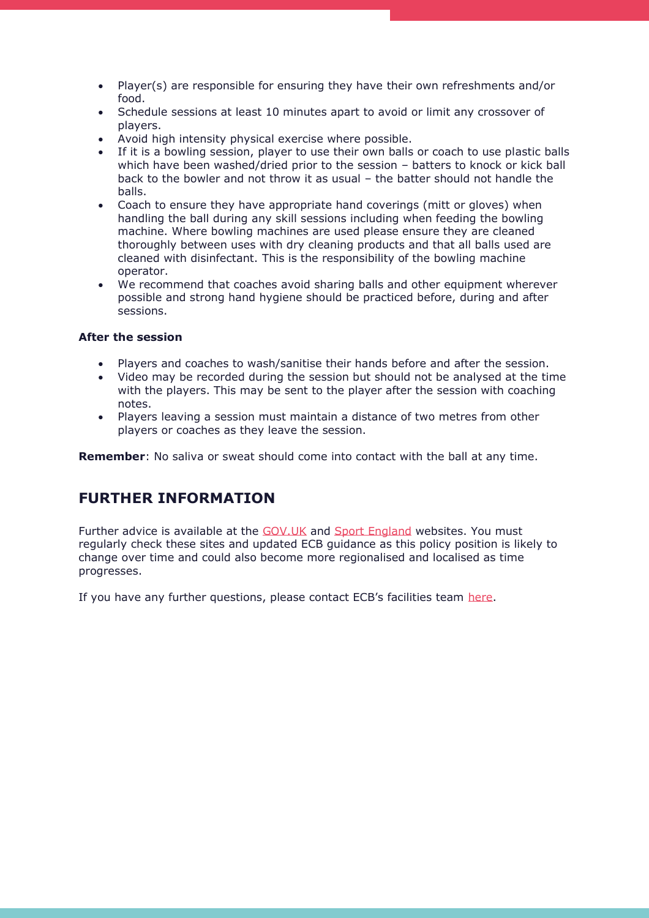- Player(s) are responsible for ensuring they have their own refreshments and/or food.
- Schedule sessions at least 10 minutes apart to avoid or limit any crossover of players.
- Avoid high intensity physical exercise where possible.
- If it is a bowling session, player to use their own balls or coach to use plastic balls which have been washed/dried prior to the session – batters to knock or kick ball back to the bowler and not throw it as usual – the batter should not handle the balls.
- Coach to ensure they have appropriate hand coverings (mitt or gloves) when handling the ball during any skill sessions including when feeding the bowling machine. Where bowling machines are used please ensure they are cleaned thoroughly between uses with dry cleaning products and that all balls used are cleaned with disinfectant. This is the responsibility of the bowling machine operator.
- We recommend that coaches avoid sharing balls and other equipment wherever possible and strong hand hygiene should be practiced before, during and after sessions.

**After the session**

- Players and coaches to wash/sanitise their hands before and after the session.
- Video may be recorded during the session but should not be analysed at the time with the players. This may be sent to the player after the session with coaching notes.
- Players leaving a session must maintain a distance of two metres from other players or coaches as they leave the session.

**Remember**: No saliva or sweat should come into contact with the ball at any time.

## FURTHER INFORMATION

Further advice is available at the GOV.UK and Sport England websites. You must regularly check these sites and updated ECB guidance as this policy position is likely to change over time and could also become more regionalised and localised as time progresses.

If you have any further questions, please contact ECB's facilities team here.